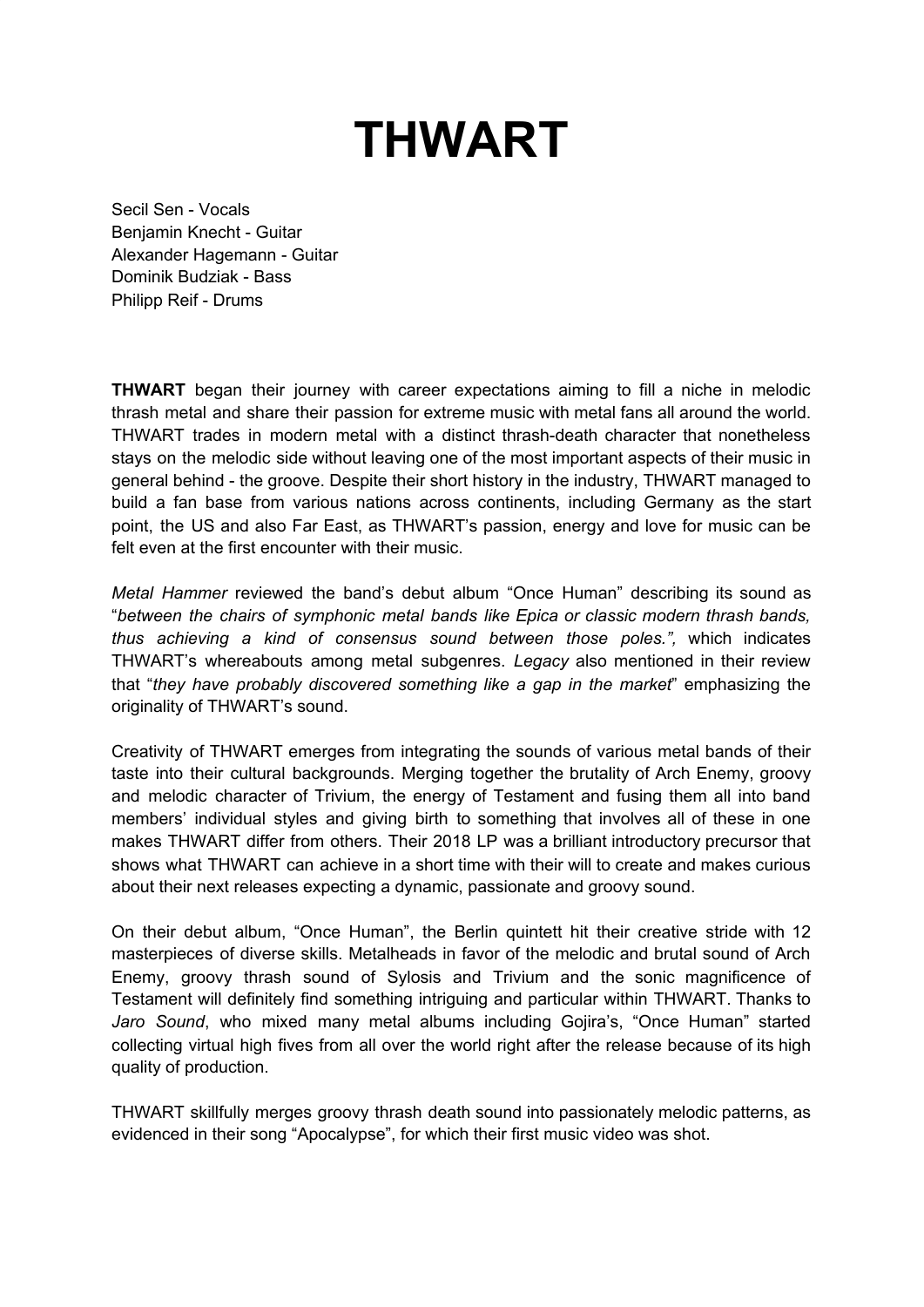# THWART

Secil Sen - Vocals
Benjamin Knecht - Guitar
Alexander Hagemann - Guitar
Dominik Budziak - Bass
Philipp Reif - Drums

**THWART** began their journey with career expectations aiming to fill a niche in melodic thrash metal and share their passion for extreme music with metal fans all around the world. THWART trades in modern metal with a distinct thrash-death character that nonetheless stays on the melodic side without leaving one of the most important aspects of their music in general behind - the groove. Despite their short history in the industry, THWART managed to build a fan base from various nations across continents, including Germany as the start point, the US and also Far East, as THWART's passion, energy and love for music can be felt even at the first encounter with their music.

*Metal Hammer* reviewed the band's debut album "Once Human" describing its sound as "*between the chairs of symphonic metal bands like Epica or classic modern thrash bands, thus achieving a kind of consensus sound between those poles.",* which indicates THWART's whereabouts among metal subgenres. *Legacy* also mentioned in their review that "*they have probably discovered something like a gap in the market*" emphasizing the originality of THWART's sound.

Creativity of THWART emerges from integrating the sounds of various metal bands of their taste into their cultural backgrounds. Merging together the brutality of Arch Enemy, groovy and melodic character of Trivium, the energy of Testament and fusing them all into band members' individual styles and giving birth to something that involves all of these in one makes THWART differ from others. Their 2018 LP was a brilliant introductory precursor that shows what THWART can achieve in a short time with their will to create and makes curious about their next releases expecting a dynamic, passionate and groovy sound.

On their debut album, "Once Human", the Berlin quintett hit their creative stride with 12 masterpieces of diverse skills. Metalheads in favor of the melodic and brutal sound of Arch Enemy, groovy thrash sound of Sylosis and Trivium and the sonic magnificence of Testament will definitely find something intriguing and particular within THWART. Thanks to *Jaro Sound*, who mixed many metal albums including Gojira's, "Once Human" started collecting virtual high fives from all over the world right after the release because of its high quality of production.

THWART skillfully merges groovy thrash death sound into passionately melodic patterns, as evidenced in their song "Apocalypse", for which their first music video was shot.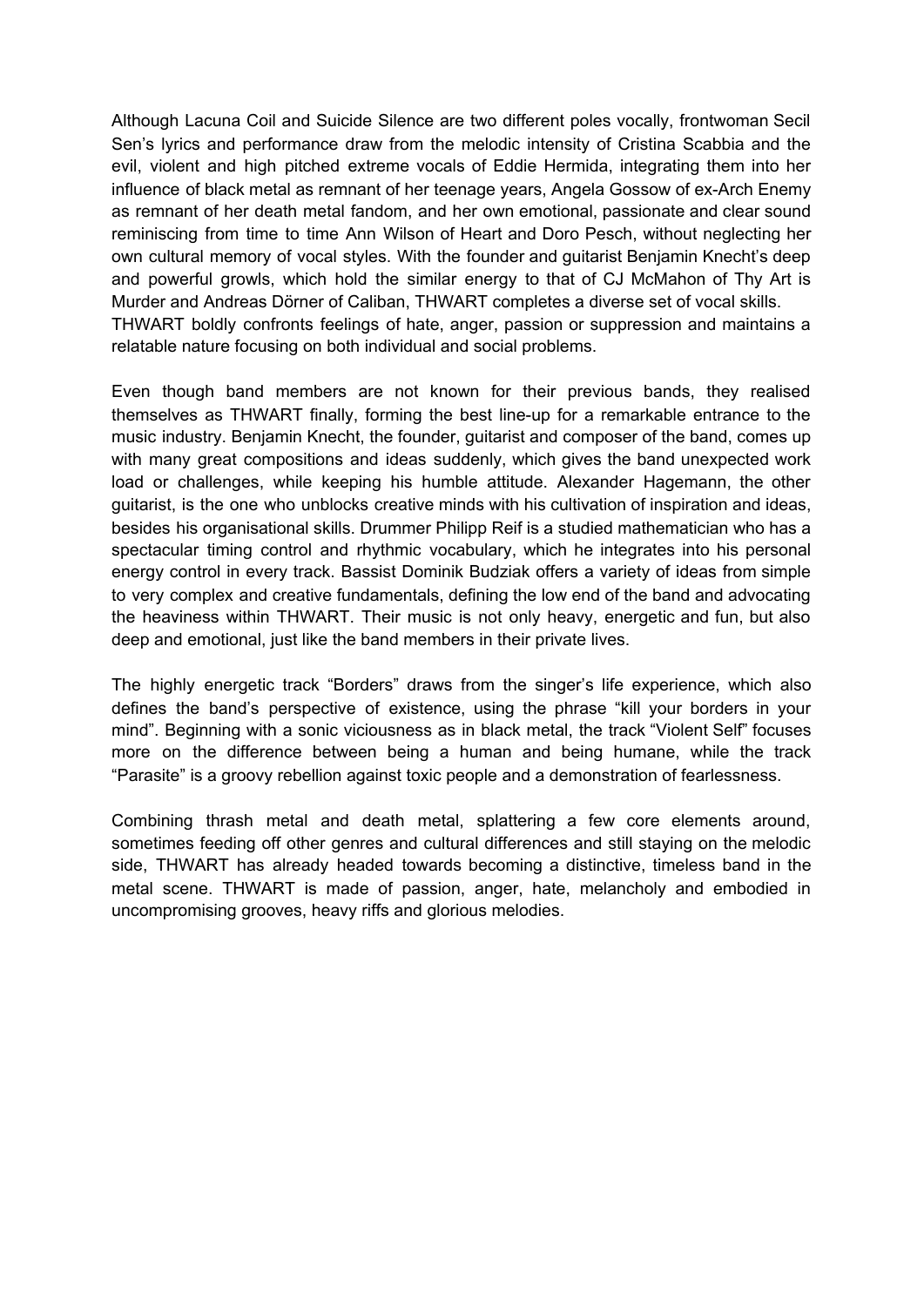Although Lacuna Coil and Suicide Silence are two different poles vocally, frontwoman Secil Sen's lyrics and performance draw from the melodic intensity of Cristina Scabbia and the evil, violent and high pitched extreme vocals of Eddie Hermida, integrating them into her influence of black metal as remnant of her teenage years, Angela Gossow of ex-Arch Enemy as remnant of her death metal fandom, and her own emotional, passionate and clear sound reminiscing from time to time Ann Wilson of Heart and Doro Pesch, without neglecting her own cultural memory of vocal styles. With the founder and guitarist Benjamin Knecht's deep and powerful growls, which hold the similar energy to that of CJ McMahon of Thy Art is Murder and Andreas Dörner of Caliban, THWART completes a diverse set of vocal skills.
THWART boldly confronts feelings of hate, anger, passion or suppression and maintains a relatable nature focusing on both individual and social problems.

Even though band members are not known for their previous bands, they realised themselves as THWART finally, forming the best line-up for a remarkable entrance to the music industry. Benjamin Knecht, the founder, guitarist and composer of the band, comes up with many great compositions and ideas suddenly, which gives the band unexpected work load or challenges, while keeping his humble attitude. Alexander Hagemann, the other guitarist, is the one who unblocks creative minds with his cultivation of inspiration and ideas, besides his organisational skills. Drummer Philipp Reif is a studied mathematician who has a spectacular timing control and rhythmic vocabulary, which he integrates into his personal energy control in every track. Bassist Dominik Budziak offers a variety of ideas from simple to very complex and creative fundamentals, defining the low end of the band and advocating the heaviness within THWART. Their music is not only heavy, energetic and fun, but also deep and emotional, just like the band members in their private lives.

The highly energetic track "Borders" draws from the singer's life experience, which also defines the band's perspective of existence, using the phrase "kill your borders in your mind". Beginning with a sonic viciousness as in black metal, the track "Violent Self" focuses more on the difference between being a human and being humane, while the track "Parasite" is a groovy rebellion against toxic people and a demonstration of fearlessness.

Combining thrash metal and death metal, splattering a few core elements around, sometimes feeding off other genres and cultural differences and still staying on the melodic side, THWART has already headed towards becoming a distinctive, timeless band in the metal scene. THWART is made of passion, anger, hate, melancholy and embodied in uncompromising grooves, heavy riffs and glorious melodies.